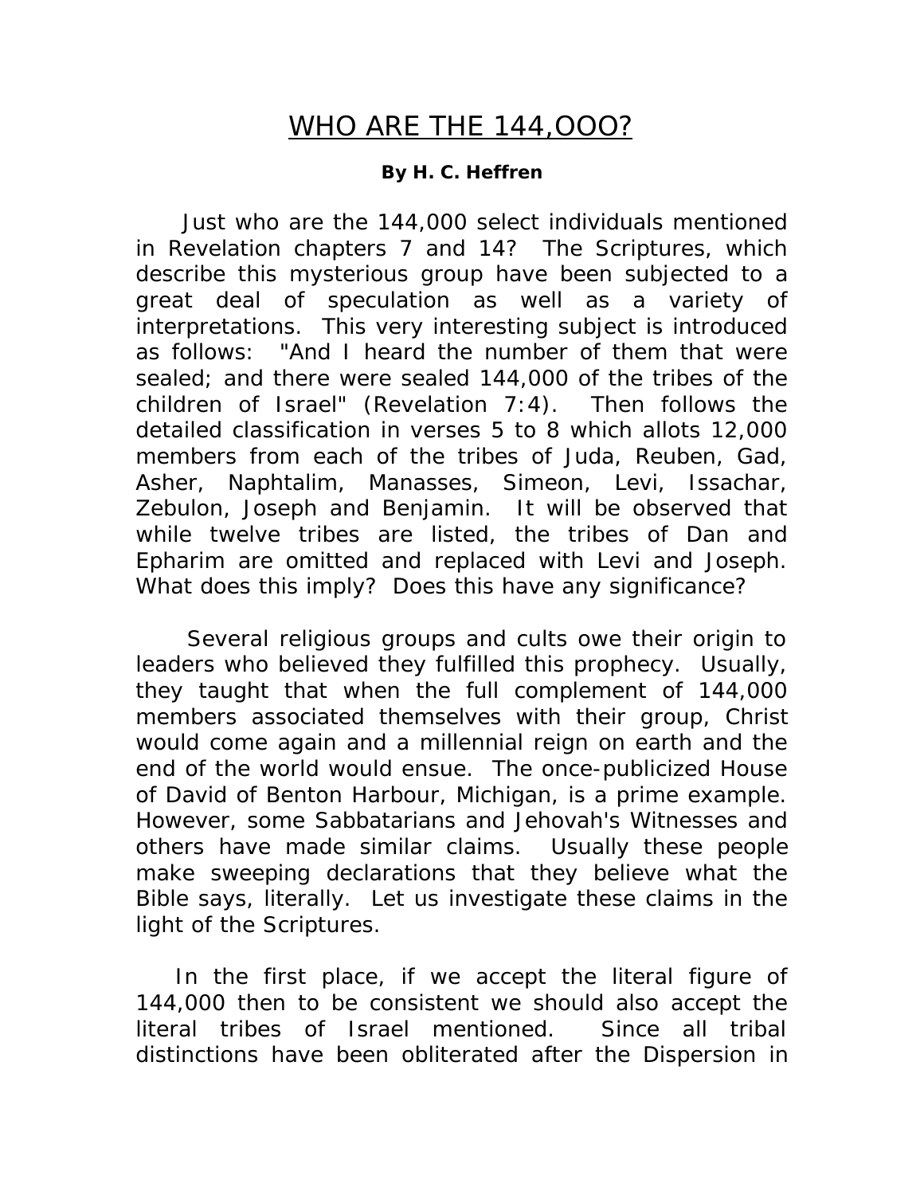# WHO ARE THE 144,OOO?

**By H. C. Heffren**

Just who are the 144,000 select individuals mentioned in Revelation chapters 7 and 14? The Scriptures, which describe this mysterious group have been subjected to a great deal of speculation as well as a variety of interpretations. This very interesting subject is introduced as follows: "And I heard the number of them that were sealed; and there were sealed 144,000 of the tribes of the children of Israel" (Revelation 7:4). Then follows the detailed classification in verses 5 to 8 which allots 12,000 members from each of the tribes of Juda, Reuben, Gad, Asher, Naphtalim, Manasses, Simeon, Levi, Issachar, Zebulon, Joseph and Benjamin. It will be observed that while twelve tribes are listed, the tribes of Dan and Epharim are omitted and replaced with Levi and Joseph. What does this imply? Does this have any significance?

Several religious groups and cults owe their origin to leaders who believed they fulfilled this prophecy. Usually, they taught that when the full complement of 144,000 members associated themselves with their group, Christ would come again and a millennial reign on earth and the end of the world would ensue. The once-publicized House of David of Benton Harbour, Michigan, is a prime example. However, some Sabbatarians and Jehovah's Witnesses and others have made similar claims. Usually these people make sweeping declarations that they believe what the Bible says, literally. Let us investigate these claims in the light of the Scriptures.

In the first place, if we accept the literal figure of 144,000 then to be consistent we should also accept the literal tribes of Israel mentioned. Since all tribal distinctions have been obliterated after the Dispersion in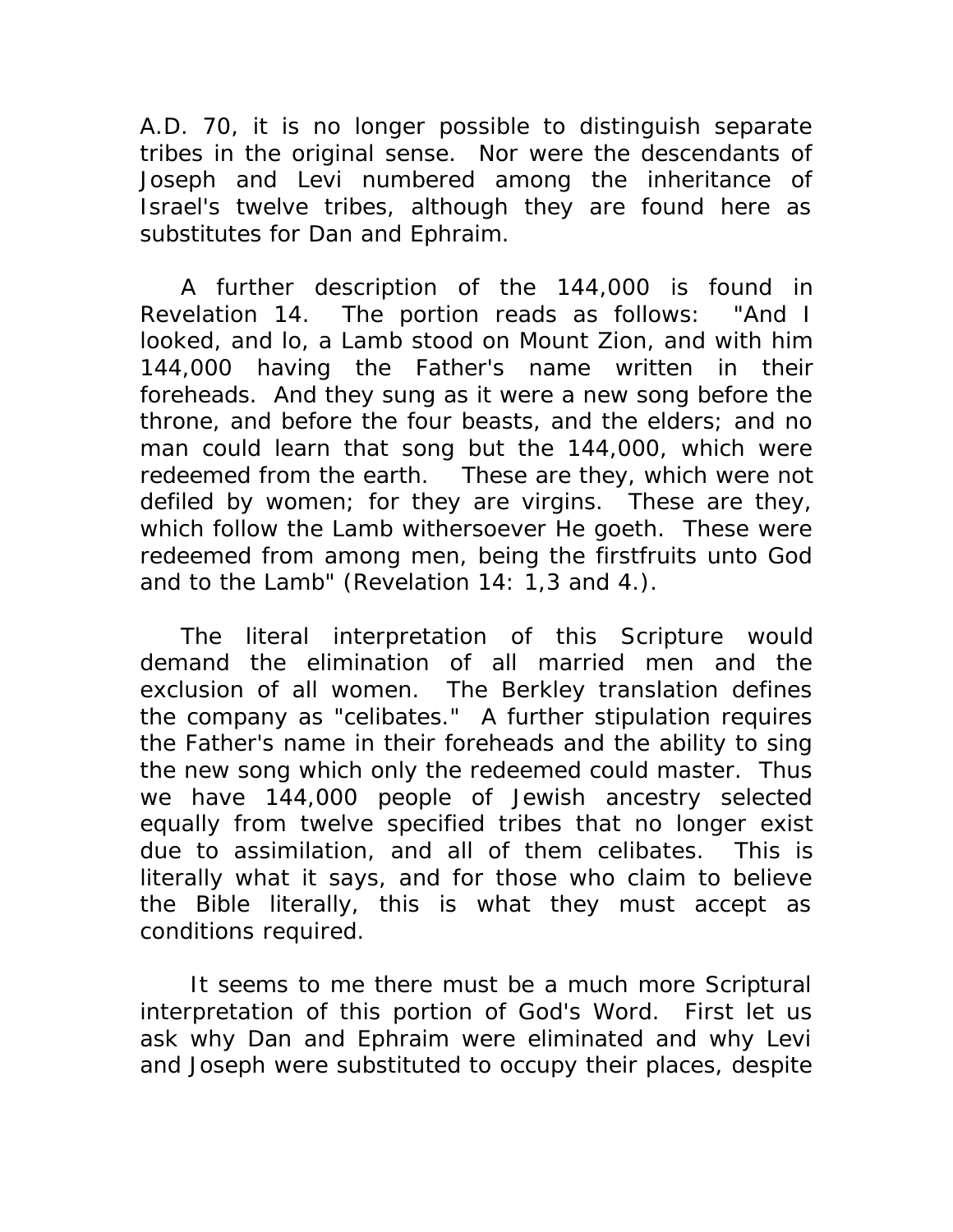A.D. 70, it is no longer possible to distinguish separate tribes in the original sense. Nor were the descendants of Joseph and Levi numbered among the inheritance of Israel's twelve tribes, although they are found here as substitutes for Dan and Ephraim.

A further description of the 144,000 is found in Revelation 14. The portion reads as follows: "And I looked, and lo, a Lamb stood on Mount Zion, and with him 144,000 having the Father's name written in their foreheads. And they sung as it were a new song before the throne, and before the four beasts, and the elders; and no man could learn that song but the 144,000, which were redeemed from the earth. These are they, which were not defiled by women; for they are virgins. These are they, which follow the Lamb withersoever He goeth. These were redeemed from among men, being the firstfruits unto God and to the Lamb" (Revelation 14: 1,3 and 4.).

The literal interpretation of this Scripture would demand the elimination of all married men and the exclusion of all women. The Berkley translation defines the company as "celibates." A further stipulation requires the Father's name in their foreheads and the ability to sing the new song which only the redeemed could master. Thus we have 144,000 people of Jewish ancestry selected equally from twelve specified tribes that no longer exist due to assimilation, and all of them celibates. This is literally what it says, and for those who claim to believe the Bible literally, this is what they must accept as conditions required.

It seems to me there must be a much more Scriptural interpretation of this portion of God's Word. First let us ask why Dan and Ephraim were eliminated and why Levi and Joseph were substituted to occupy their places, despite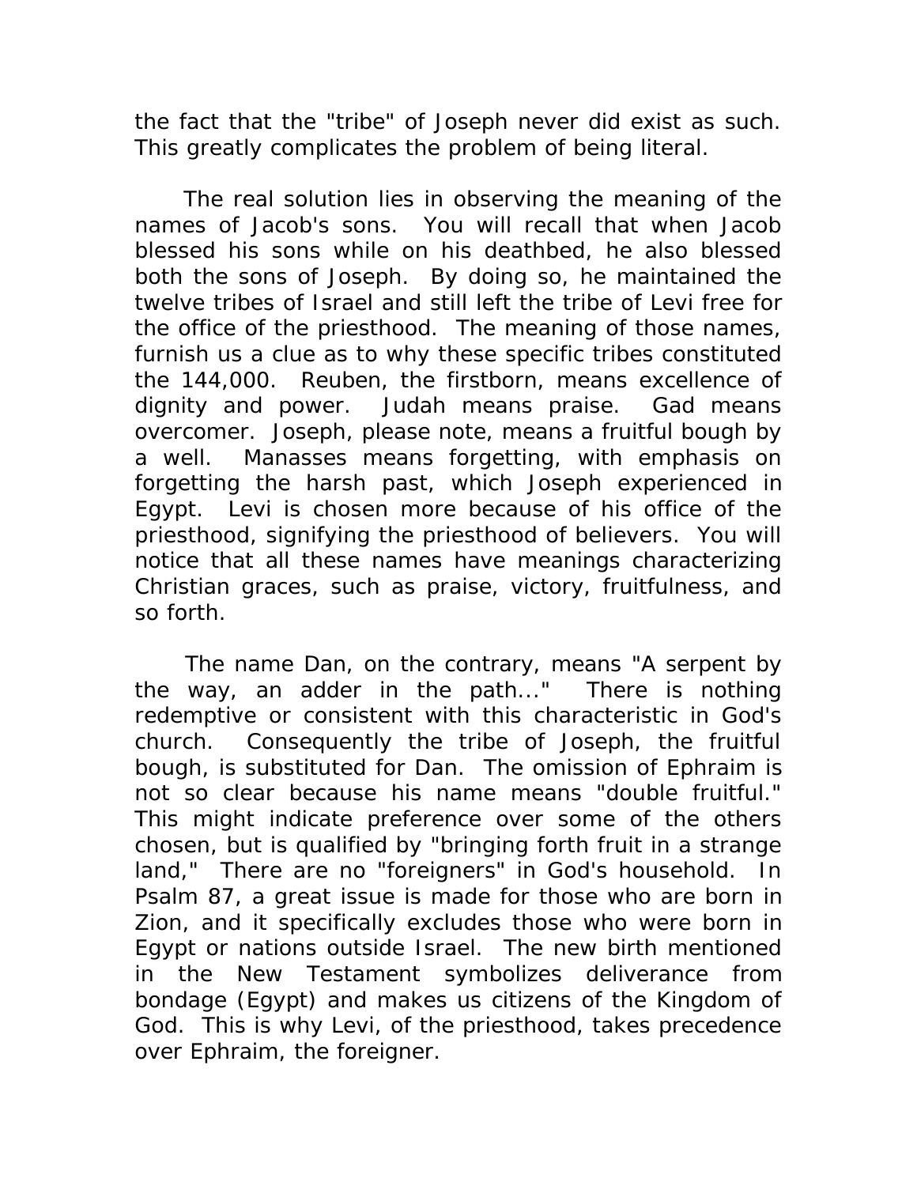the fact that the "tribe" of Joseph never did exist as such. This greatly complicates the problem of being literal.

The real solution lies in observing the meaning of the names of Jacob's sons. You will recall that when Jacob blessed his sons while on his deathbed, he also blessed both the sons of Joseph. By doing so, he maintained the twelve tribes of Israel and still left the tribe of Levi free for the office of the priesthood. The meaning of those names, furnish us a clue as to why these specific tribes constituted the 144,000. Reuben, the firstborn, means excellence of dignity and power. Judah means praise. Gad means overcomer. Joseph, please note, means a fruitful bough by a well. Manasses means forgetting, with emphasis on forgetting the harsh past, which Joseph experienced in Egypt. Levi is chosen more because of his office of the priesthood, signifying the priesthood of believers. You will notice that all these names have meanings characterizing Christian graces, such as praise, victory, fruitfulness, and so forth.

The name Dan, on the contrary, means "A serpent by the way, an adder in the path..." There is nothing redemptive or consistent with this characteristic in God's church. Consequently the tribe of Joseph, the fruitful bough, is substituted for Dan. The omission of Ephraim is not so clear because his name means "double fruitful." This might indicate preference over some of the others chosen, but is qualified by "bringing forth fruit in a strange land," There are no "foreigners" in God's household. In Psalm 87, a great issue is made for those who are born in Zion, and it specifically excludes those who were born in Egypt or nations outside Israel. The new birth mentioned in the New Testament symbolizes deliverance from bondage (Egypt) and makes us citizens of the Kingdom of God. This is why Levi, of the priesthood, takes precedence over Ephraim, the foreigner.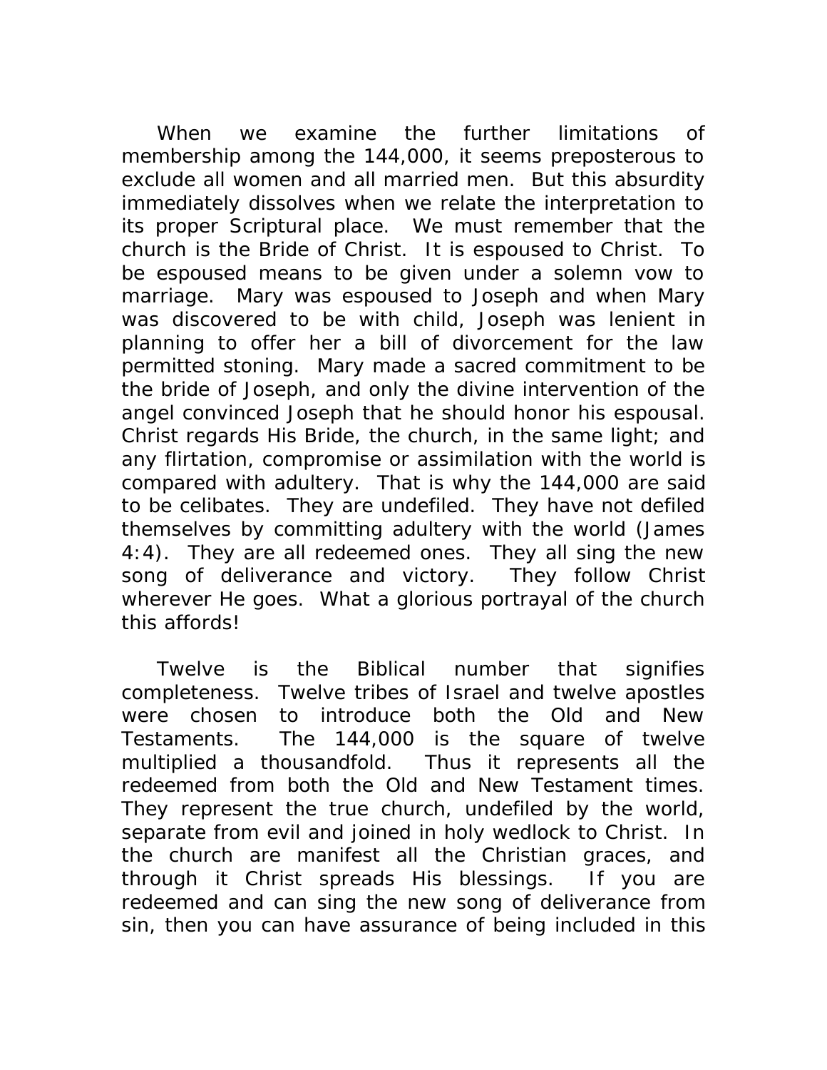When we examine the further limitations of membership among the 144,000, it seems preposterous to exclude all women and all married men. But this absurdity immediately dissolves when we relate the interpretation to its proper Scriptural place. We must remember that the church is the Bride of Christ. It is espoused to Christ. To be espoused means to be given under a solemn vow to marriage. Mary was espoused to Joseph and when Mary was discovered to be with child, Joseph was lenient in planning to offer her a bill of divorcement for the law permitted stoning. Mary made a sacred commitment to be the bride of Joseph, and only the divine intervention of the angel convinced Joseph that he should honor his espousal. Christ regards His Bride, the church, in the same light; and any flirtation, compromise or assimilation with the world is compared with adultery. That is why the 144,000 are said to be celibates. They are undefiled. They have not defiled themselves by committing adultery with the world (James 4:4). They are all redeemed ones. They all sing the new song of deliverance and victory. They follow Christ wherever He goes. What a glorious portrayal of the church this affords!

Twelve is the Biblical number that signifies completeness. Twelve tribes of Israel and twelve apostles were chosen to introduce both the Old and New Testaments. The 144,000 is the square of twelve multiplied a thousandfold. Thus it represents all the redeemed from both the Old and New Testament times. They represent the true church, undefiled by the world, separate from evil and joined in holy wedlock to Christ. In the church are manifest all the Christian graces, and through it Christ spreads His blessings. If you are redeemed and can sing the new song of deliverance from sin, then you can have assurance of being included in this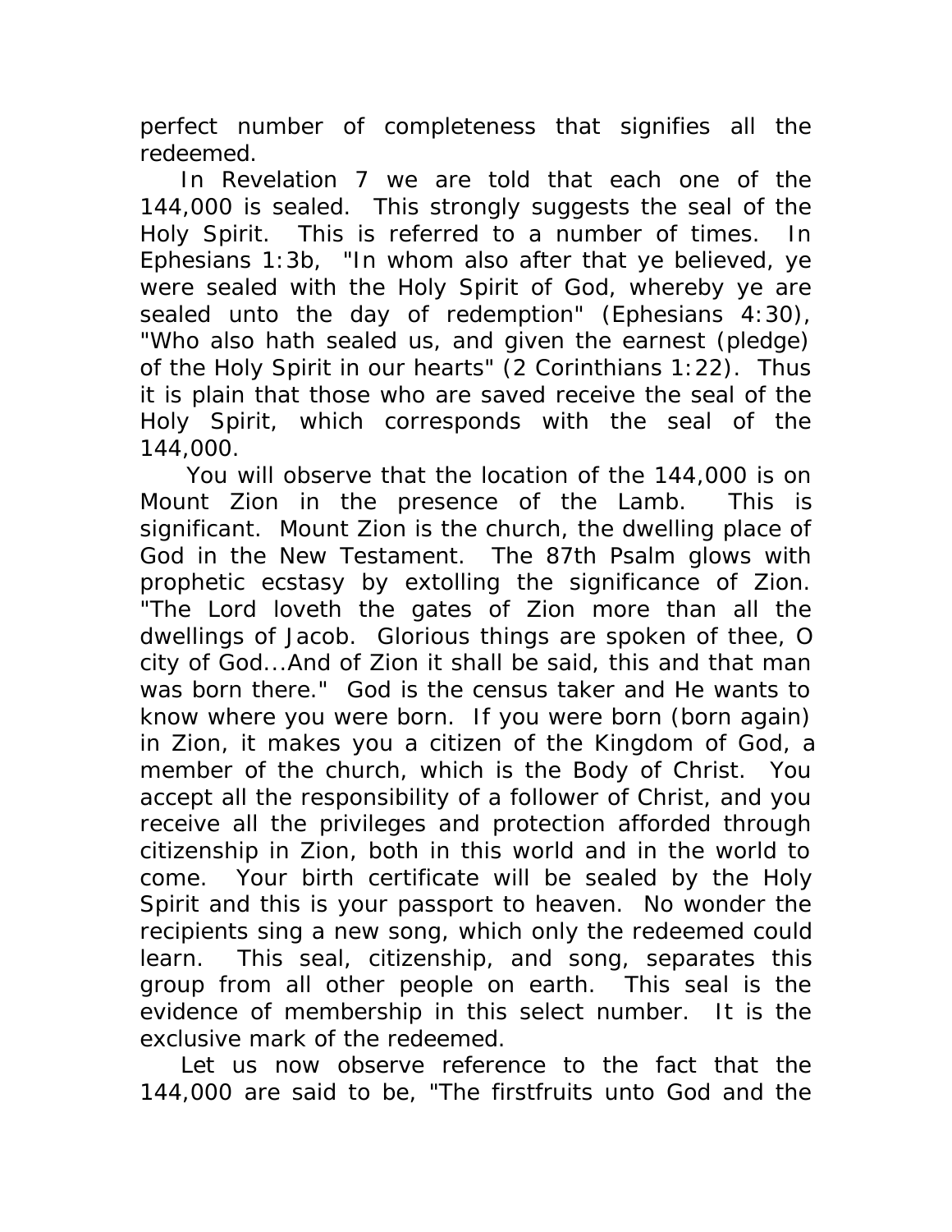perfect number of completeness that signifies all the redeemed.

In Revelation 7 we are told that each one of the 144,000 is sealed. This strongly suggests the seal of the Holy Spirit. This is referred to a number of times. In Ephesians 1:3b, "In whom also after that ye believed, ye were sealed with the Holy Spirit of God, whereby ye are sealed unto the day of redemption" (Ephesians 4:30), "Who also hath sealed us, and given the earnest (pledge) of the Holy Spirit in our hearts" (2 Corinthians 1:22). Thus it is plain that those who are saved receive the seal of the Holy Spirit, which corresponds with the seal of the 144,000.

You will observe that the location of the 144,000 is on Mount Zion in the presence of the Lamb. This is significant. Mount Zion is the church, the dwelling place of God in the New Testament. The 87th Psalm glows with prophetic ecstasy by extolling the significance of Zion. "The Lord loveth the gates of Zion more than all the dwellings of Jacob. Glorious things are spoken of thee, O city of God...And of Zion it shall be said, this and that man was born there." God is the census taker and He wants to know where you were born. If you were born (born again) in Zion, it makes you a citizen of the Kingdom of God, a member of the church, which is the Body of Christ. You accept all the responsibility of a follower of Christ, and you receive all the privileges and protection afforded through citizenship in Zion, both in this world and in the world to come. Your birth certificate will be sealed by the Holy Spirit and this is your passport to heaven. No wonder the recipients sing a new song, which only the redeemed could learn. This seal, citizenship, and song, separates this group from all other people on earth. This seal is the evidence of membership in this select number. It is the exclusive mark of the redeemed.

Let us now observe reference to the fact that the 144,000 are said to be, "The firstfruits unto God and the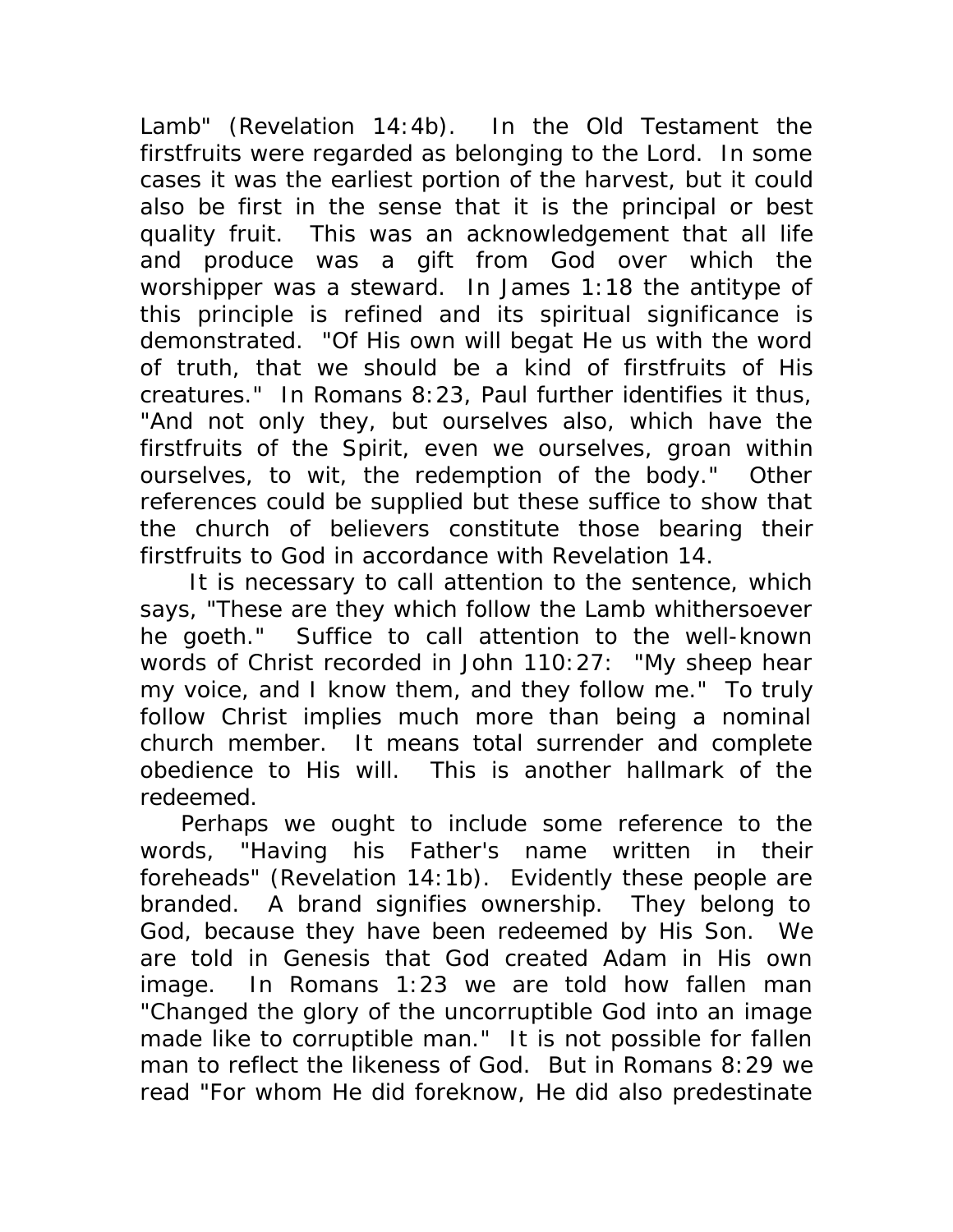Lamb" (Revelation 14:4b). In the Old Testament the firstfruits were regarded as belonging to the Lord. In some cases it was the earliest portion of the harvest, but it could also be first in the sense that it is the principal or best quality fruit. This was an acknowledgement that all life and produce was a gift from God over which the worshipper was a steward. In James 1:18 the antitype of this principle is refined and its spiritual significance is demonstrated. "Of His own will begat He us with the word of truth, that we should be a kind of firstfruits of His creatures." In Romans 8:23, Paul further identifies it thus, "And not only they, but ourselves also, which have the firstfruits of the Spirit, even we ourselves, groan within ourselves, to wit, the redemption of the body." Other references could be supplied but these suffice to show that the church of believers constitute those bearing their firstfruits to God in accordance with Revelation 14.

It is necessary to call attention to the sentence, which says, "These are they which follow the Lamb whithersoever he goeth." Suffice to call attention to the well-known words of Christ recorded in John 110:27: "My sheep hear my voice, and I know them, and they follow me." To truly follow Christ implies much more than being a nominal church member. It means total surrender and complete obedience to His will. This is another hallmark of the redeemed.

Perhaps we ought to include some reference to the words, "Having his Father's name written in their foreheads" (Revelation 14:1b). Evidently these people are branded. A brand signifies ownership. They belong to God, because they have been redeemed by His Son. We are told in Genesis that God created Adam in His own image. In Romans 1:23 we are told how fallen man "Changed the glory of the uncorruptible God into an image made like to corruptible man." It is not possible for fallen man to reflect the likeness of God. But in Romans 8:29 we read "For whom He did foreknow, He did also predestinate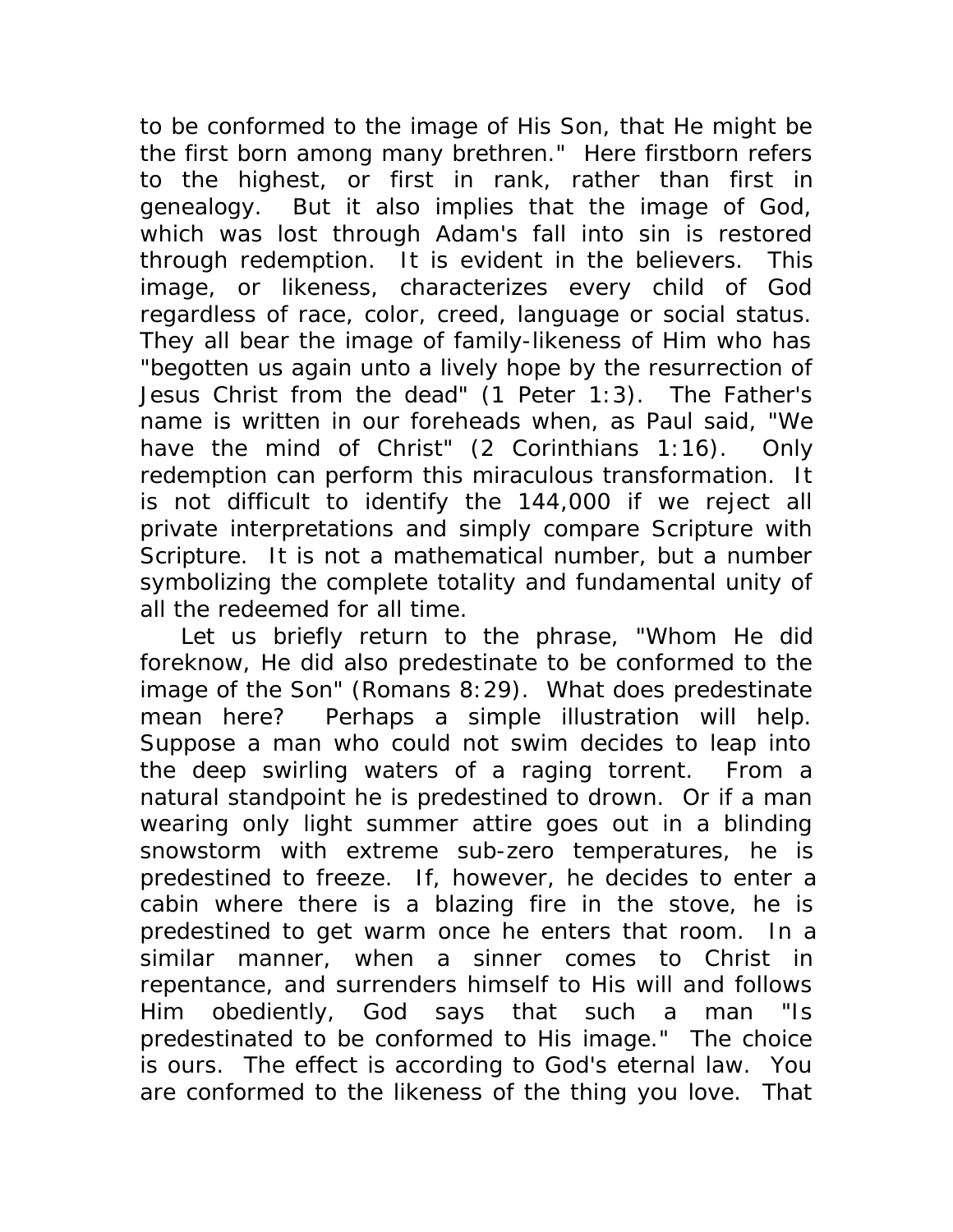to be conformed to the image of His Son, that He might be the first born among many brethren." Here firstborn refers to the highest, or first in rank, rather than first in genealogy. But it also implies that the image of God, which was lost through Adam's fall into sin is restored through redemption. It is evident in the believers. This image, or likeness, characterizes every child of God regardless of race, color, creed, language or social status. They all bear the image of family-likeness of Him who has "begotten us again unto a lively hope by the resurrection of Jesus Christ from the dead" (1 Peter 1:3). The Father's name is written in our foreheads when, as Paul said, "We have the mind of Christ" (2 Corinthians 1:16). Only redemption can perform this miraculous transformation. It is not difficult to identify the 144,000 if we reject all private interpretations and simply compare Scripture with Scripture. It is not a mathematical number, but a number symbolizing the complete totality and fundamental unity of all the redeemed for all time.

Let us briefly return to the phrase, "Whom He did foreknow, He did also predestinate to be conformed to the image of the Son" (Romans 8:29). What does predestinate mean here? Perhaps a simple illustration will help. Suppose a man who could not swim decides to leap into the deep swirling waters of a raging torrent. From a natural standpoint he is predestined to drown. Or if a man wearing only light summer attire goes out in a blinding snowstorm with extreme sub-zero temperatures, he is predestined to freeze. If, however, he decides to enter a cabin where there is a blazing fire in the stove, he is predestined to get warm once he enters that room. In a similar manner, when a sinner comes to Christ in repentance, and surrenders himself to His will and follows Him obediently, God says that such a man "Is predestinated to be conformed to His image." The choice is ours. The effect is according to God's eternal law. You are conformed to the likeness of the thing you love. That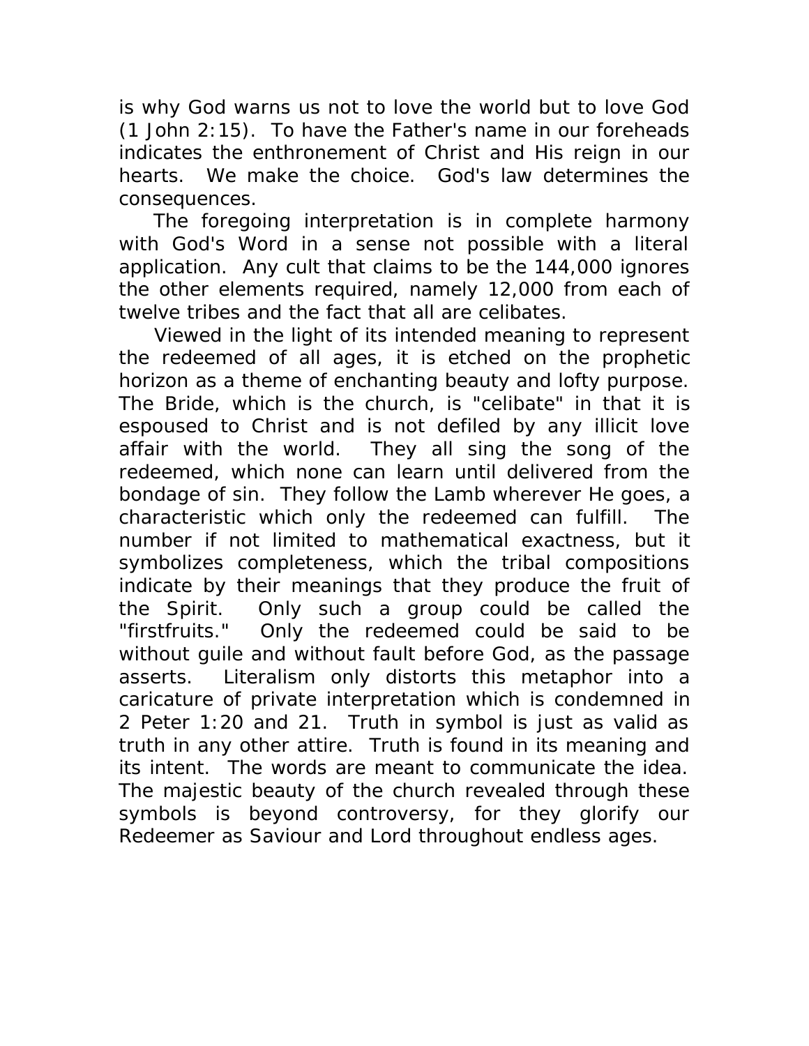is why God warns us not to love the world but to love God (1 John 2:15). To have the Father's name in our foreheads indicates the enthronement of Christ and His reign in our hearts. We make the choice. God's law determines the consequences.

The foregoing interpretation is in complete harmony with God's Word in a sense not possible with a literal application. Any cult that claims to be the 144,000 ignores the other elements required, namely 12,000 from each of twelve tribes and the fact that all are celibates.

Viewed in the light of its intended meaning to represent the redeemed of all ages, it is etched on the prophetic horizon as a theme of enchanting beauty and lofty purpose. The Bride, which is the church, is "celibate" in that it is espoused to Christ and is not defiled by any illicit love affair with the world. They all sing the song of the redeemed, which none can learn until delivered from the bondage of sin. They follow the Lamb wherever He goes, a characteristic which only the redeemed can fulfill. The number if not limited to mathematical exactness, but it symbolizes completeness, which the tribal compositions indicate by their meanings that they produce the fruit of the Spirit. Only such a group could be called the "firstfruits." Only the redeemed could be said to be without guile and without fault before God, as the passage asserts. Literalism only distorts this metaphor into a caricature of private interpretation which is condemned in 2 Peter 1:20 and 21. Truth in symbol is just as valid as truth in any other attire. Truth is found in its meaning and its intent. The words are meant to communicate the idea. The majestic beauty of the church revealed through these symbols is beyond controversy, for they glorify our Redeemer as Saviour and Lord throughout endless ages.